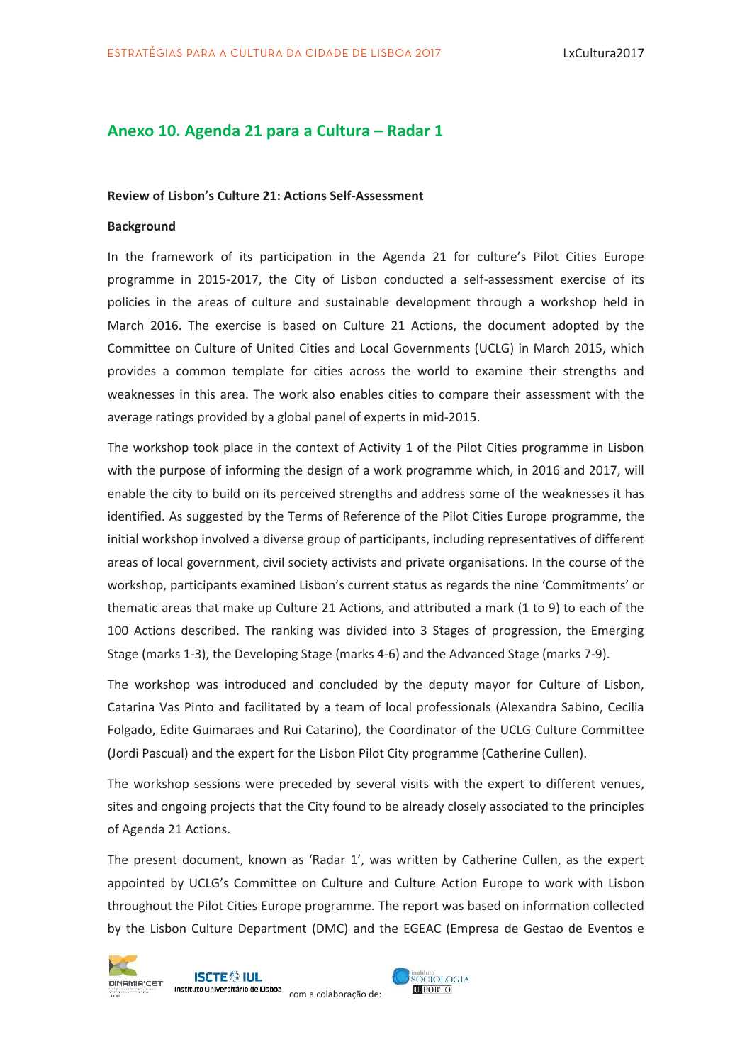## Anexo 10. Agenda 21 para a Cultura – Radar 1

**Review of Lisbon's Culture 21: Actions Self-Assessment**

**Background**

In the framework of its participation in the Agenda 21 for culture's Pilot Cities Europe programme in 2015-2017, the City of Lisbon conducted a self-assessment exercise of its policies in the areas of culture and sustainable development through a workshop held in March 2016. The exercise is based on Culture 21 Actions, the document adopted by the Committee on Culture of United Cities and Local Governments (UCLG) in March 2015, which provides a common template for cities across the world to examine their strengths and weaknesses in this area. The work also enables cities to compare their assessment with the average ratings provided by a global panel of experts in mid-2015.

The workshop took place in the context of Activity 1 of the Pilot Cities programme in Lisbon with the purpose of informing the design of a work programme which, in 2016 and 2017, will enable the city to build on its perceived strengths and address some of the weaknesses it has identified. As suggested by the Terms of Reference of the Pilot Cities Europe programme, the initial workshop involved a diverse group of participants, including representatives of different areas of local government, civil society activists and private organisations. In the course of the workshop, participants examined Lisbon's current status as regards the nine 'Commitments' or thematic areas that make up Culture 21 Actions, and attributed a mark (1 to 9) to each of the 100 Actions described. The ranking was divided into 3 Stages of progression, the Emerging Stage (marks 1-3), the Developing Stage (marks 4-6) and the Advanced Stage (marks 7-9).

The workshop was introduced and concluded by the deputy mayor for Culture of Lisbon, Catarina Vas Pinto and facilitated by a team of local professionals (Alexandra Sabino, Cecilia Folgado, Edite Guimaraes and Rui Catarino), the Coordinator of the UCLG Culture Committee (Jordi Pascual) and the expert for the Lisbon Pilot City programme (Catherine Cullen).

The workshop sessions were preceded by several visits with the expert to different venues, sites and ongoing projects that the City found to be already closely associated to the principles of Agenda 21 Actions.

The present document, known as 'Radar 1', was written by Catherine Cullen, as the expert appointed by UCLG's Committee on Culture and Culture Action Europe to work with Lisbon throughout the Pilot Cities Europe programme. The report was based on information collected by the Lisbon Culture Department (DMC) and the EGEAC (Empresa de Gestao de Eventos e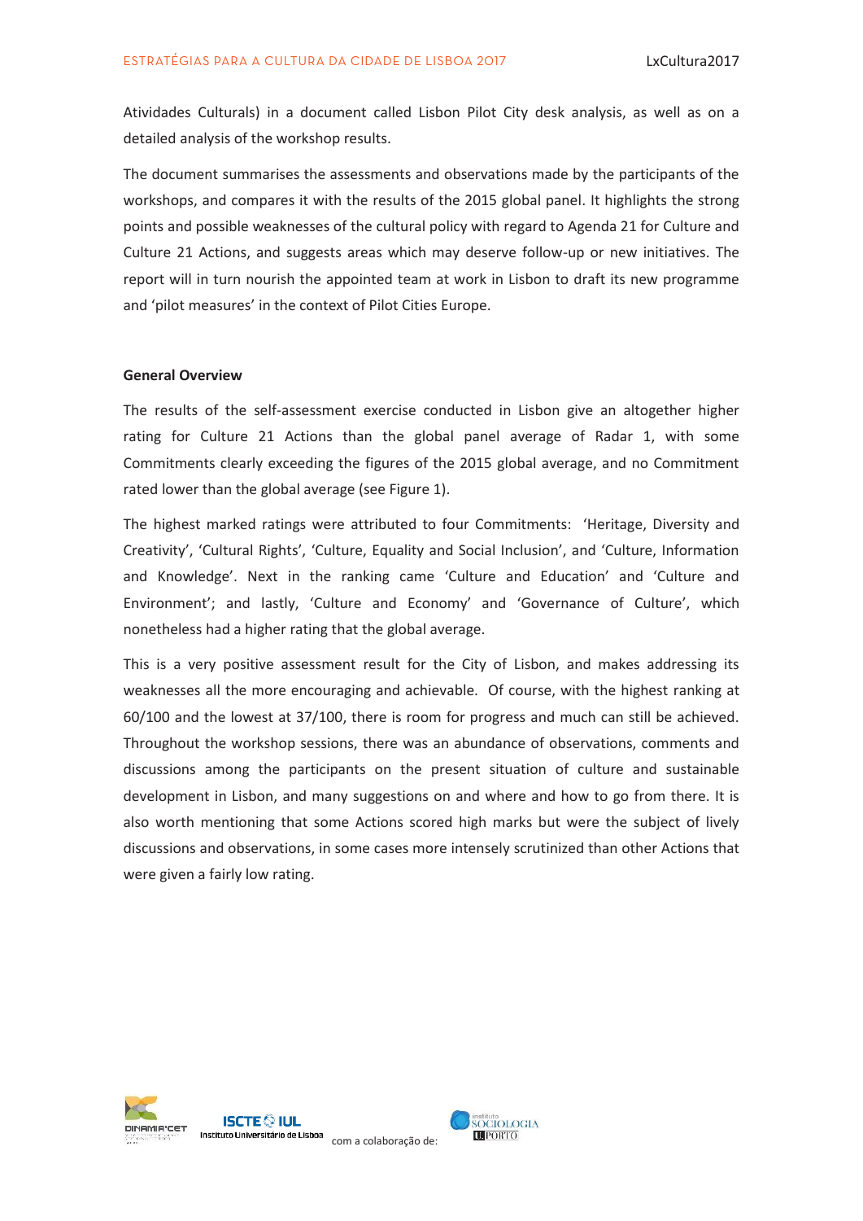Atividades Culturals) in a document called Lisbon Pilot City desk analysis, as well as on a detailed analysis of the workshop results.

The document summarises the assessments and observations made by the participants of the workshops, and compares it with the results of the 2015 global panel. It highlights the strong points and possible weaknesses of the cultural policy with regard to Agenda 21 for Culture and Culture 21 Actions, and suggests areas which may deserve follow-up or new initiatives. The report will in turn nourish the appointed team at work in Lisbon to draft its new programme and 'pilot measures' in the context of Pilot Cities Europe.

**General Overview**

The results of the self-assessment exercise conducted in Lisbon give an altogether higher rating for Culture 21 Actions than the global panel average of Radar 1, with some Commitments clearly exceeding the figures of the 2015 global average, and no Commitment rated lower than the global average (see Figure 1).

The highest marked ratings were attributed to four Commitments: 'Heritage, Diversity and Creativity', 'Cultural Rights', 'Culture, Equality and Social Inclusion', and 'Culture, Information and Knowledge'. Next in the ranking came 'Culture and Education' and 'Culture and Environment'; and lastly, 'Culture and Economy' and 'Governance of Culture', which nonetheless had a higher rating that the global average.

This is a very positive assessment result for the City of Lisbon, and makes addressing its weaknesses all the more encouraging and achievable. Of course, with the highest ranking at 60/100 and the lowest at 37/100, there is room for progress and much can still be achieved. Throughout the workshop sessions, there was an abundance of observations, comments and discussions among the participants on the present situation of culture and sustainable development in Lisbon, and many suggestions on and where and how to go from there. It is also worth mentioning that some Actions scored high marks but were the subject of lively discussions and observations, in some cases more intensely scrutinized than other Actions that were given a fairly low rating.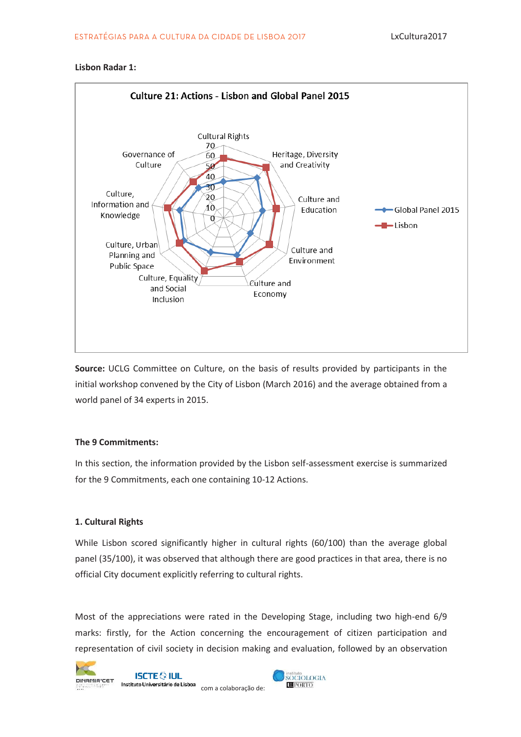**Lisbon Radar 1:**

Culture 21: Actions - Lisbon and Global Panel 2015

Cultural Rights
70
60
50
40
30
20
10
0
Heritage, Diversity and Creativity
Culture and Education
Culture and Environment
Culture and Economy
Culture, Equality and Social Inclusion
Culture, Urban Planning and Public Space
Culture, Information and Knowledge
Governance of Culture

Global Panel 2015
Lisbon

**Source:** UCLG Committee on Culture, on the basis of results provided by participants in the initial workshop convened by the City of Lisbon (March 2016) and the average obtained from a world panel of 34 experts in 2015.

### The 9 Commitments:

In this section, the information provided by the Lisbon self-assessment exercise is summarized for the 9 Commitments, each one containing 10-12 Actions.

### 1. Cultural Rights

While Lisbon scored significantly higher in cultural rights (60/100) than the average global panel (35/100), it was observed that although there are good practices in that area, there is no official City document explicitly referring to cultural rights.

Most of the appreciations were rated in the Developing Stage, including two high-end 6/9 marks: firstly, for the Action concerning the encouragement of citizen participation and representation of civil society in decision making and evaluation, followed by an observation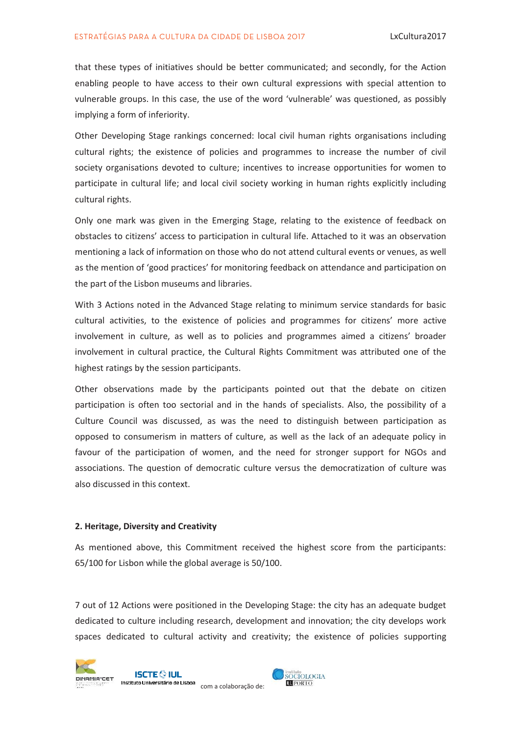that these types of initiatives should be better communicated; and secondly, for the Action enabling people to have access to their own cultural expressions with special attention to vulnerable groups. In this case, the use of the word 'vulnerable' was questioned, as possibly implying a form of inferiority.

Other Developing Stage rankings concerned: local civil human rights organisations including cultural rights; the existence of policies and programmes to increase the number of civil society organisations devoted to culture; incentives to increase opportunities for women to participate in cultural life; and local civil society working in human rights explicitly including cultural rights.

Only one mark was given in the Emerging Stage, relating to the existence of feedback on obstacles to citizens' access to participation in cultural life. Attached to it was an observation mentioning a lack of information on those who do not attend cultural events or venues, as well as the mention of 'good practices' for monitoring feedback on attendance and participation on the part of the Lisbon museums and libraries.

With 3 Actions noted in the Advanced Stage relating to minimum service standards for basic cultural activities, to the existence of policies and programmes for citizens' more active involvement in culture, as well as to policies and programmes aimed a citizens' broader involvement in cultural practice, the Cultural Rights Commitment was attributed one of the highest ratings by the session participants.

Other observations made by the participants pointed out that the debate on citizen participation is often too sectorial and in the hands of specialists. Also, the possibility of a Culture Council was discussed, as was the need to distinguish between participation as opposed to consumerism in matters of culture, as well as the lack of an adequate policy in favour of the participation of women, and the need for stronger support for NGOs and associations. The question of democratic culture versus the democratization of culture was also discussed in this context.

**2. Heritage, Diversity and Creativity**

As mentioned above, this Commitment received the highest score from the participants: 65/100 for Lisbon while the global average is 50/100.

7 out of 12 Actions were positioned in the Developing Stage: the city has an adequate budget dedicated to culture including research, development and innovation; the city develops work spaces dedicated to cultural activity and creativity; the existence of policies supporting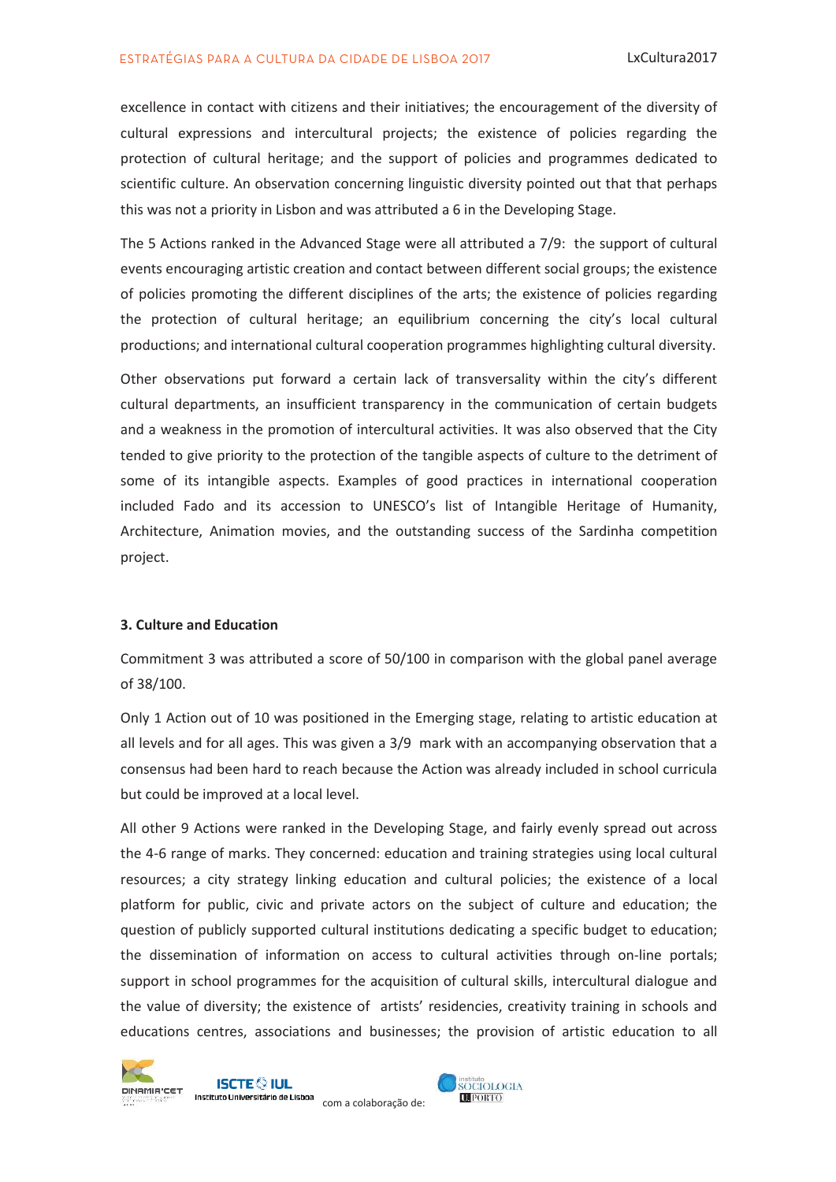excellence in contact with citizens and their initiatives; the encouragement of the diversity of cultural expressions and intercultural projects; the existence of policies regarding the protection of cultural heritage; and the support of policies and programmes dedicated to scientific culture. An observation concerning linguistic diversity pointed out that that perhaps this was not a priority in Lisbon and was attributed a 6 in the Developing Stage.

The 5 Actions ranked in the Advanced Stage were all attributed a 7/9: the support of cultural events encouraging artistic creation and contact between different social groups; the existence of policies promoting the different disciplines of the arts; the existence of policies regarding the protection of cultural heritage; an equilibrium concerning the city's local cultural productions; and international cultural cooperation programmes highlighting cultural diversity.

Other observations put forward a certain lack of transversality within the city's different cultural departments, an insufficient transparency in the communication of certain budgets and a weakness in the promotion of intercultural activities. It was also observed that the City tended to give priority to the protection of the tangible aspects of culture to the detriment of some of its intangible aspects. Examples of good practices in international cooperation included Fado and its accession to UNESCO's list of Intangible Heritage of Humanity, Architecture, Animation movies, and the outstanding success of the Sardinha competition project.

**3. Culture and Education**

Commitment 3 was attributed a score of 50/100 in comparison with the global panel average of 38/100.

Only 1 Action out of 10 was positioned in the Emerging stage, relating to artistic education at all levels and for all ages. This was given a 3/9 mark with an accompanying observation that a consensus had been hard to reach because the Action was already included in school curricula but could be improved at a local level.

All other 9 Actions were ranked in the Developing Stage, and fairly evenly spread out across the 4-6 range of marks. They concerned: education and training strategies using local cultural resources; a city strategy linking education and cultural policies; the existence of a local platform for public, civic and private actors on the subject of culture and education; the question of publicly supported cultural institutions dedicating a specific budget to education; the dissemination of information on access to cultural activities through on-line portals; support in school programmes for the acquisition of cultural skills, intercultural dialogue and the value of diversity; the existence of artists' residencies, creativity training in schools and educations centres, associations and businesses; the provision of artistic education to all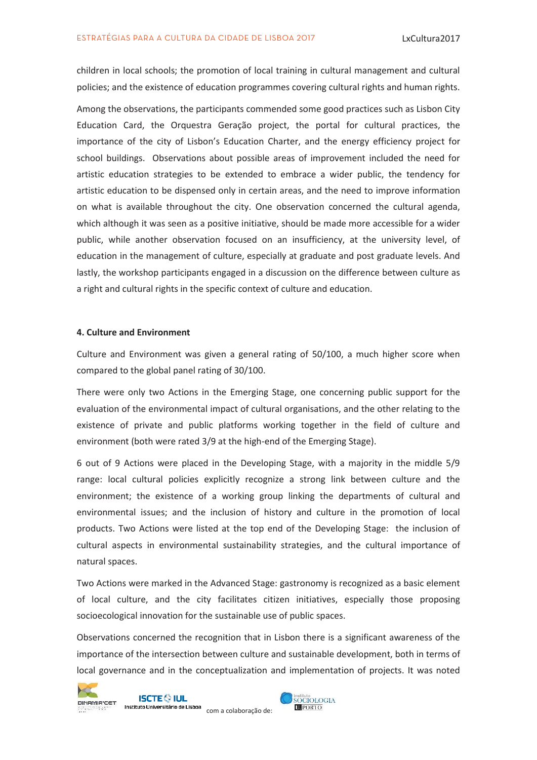children in local schools; the promotion of local training in cultural management and cultural policies; and the existence of education programmes covering cultural rights and human rights.

Among the observations, the participants commended some good practices such as Lisbon City Education Card, the Orquestra Geração project, the portal for cultural practices, the importance of the city of Lisbon's Education Charter, and the energy efficiency project for school buildings. Observations about possible areas of improvement included the need for artistic education strategies to be extended to embrace a wider public, the tendency for artistic education to be dispensed only in certain areas, and the need to improve information on what is available throughout the city. One observation concerned the cultural agenda, which although it was seen as a positive initiative, should be made more accessible for a wider public, while another observation focused on an insufficiency, at the university level, of education in the management of culture, especially at graduate and post graduate levels. And lastly, the workshop participants engaged in a discussion on the difference between culture as a right and cultural rights in the specific context of culture and education.

**4. Culture and Environment**

Culture and Environment was given a general rating of 50/100, a much higher score when compared to the global panel rating of 30/100.

There were only two Actions in the Emerging Stage, one concerning public support for the evaluation of the environmental impact of cultural organisations, and the other relating to the existence of private and public platforms working together in the field of culture and environment (both were rated 3/9 at the high-end of the Emerging Stage).

6 out of 9 Actions were placed in the Developing Stage, with a majority in the middle 5/9 range: local cultural policies explicitly recognize a strong link between culture and the environment; the existence of a working group linking the departments of cultural and environmental issues; and the inclusion of history and culture in the promotion of local products. Two Actions were listed at the top end of the Developing Stage: the inclusion of cultural aspects in environmental sustainability strategies, and the cultural importance of natural spaces.

Two Actions were marked in the Advanced Stage: gastronomy is recognized as a basic element of local culture, and the city facilitates citizen initiatives, especially those proposing socioecological innovation for the sustainable use of public spaces.

Observations concerned the recognition that in Lisbon there is a significant awareness of the importance of the intersection between culture and sustainable development, both in terms of local governance and in the conceptualization and implementation of projects. It was noted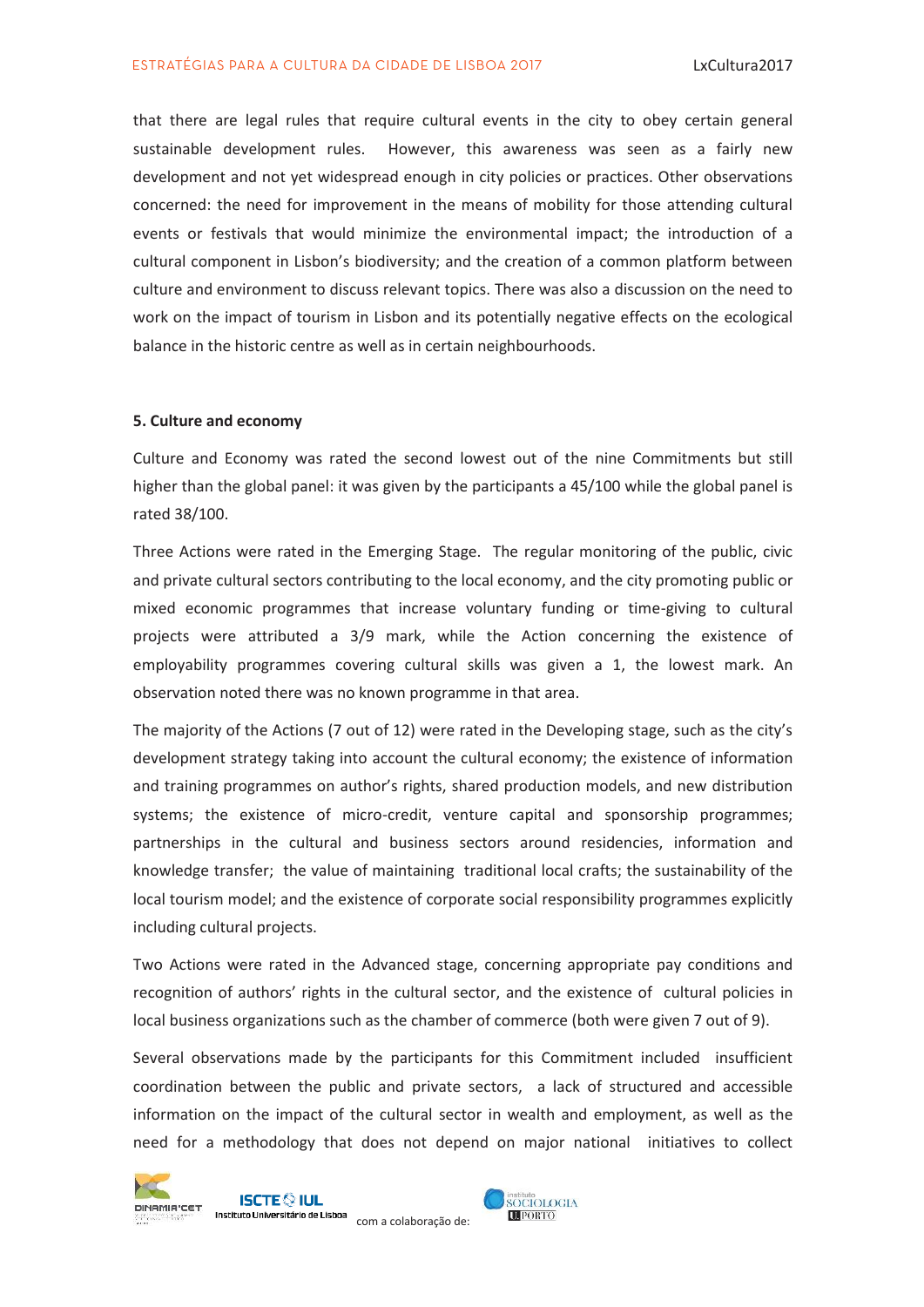that there are legal rules that require cultural events in the city to obey certain general sustainable development rules. However, this awareness was seen as a fairly new development and not yet widespread enough in city policies or practices. Other observations concerned: the need for improvement in the means of mobility for those attending cultural events or festivals that would minimize the environmental impact; the introduction of a cultural component in Lisbon's biodiversity; and the creation of a common platform between culture and environment to discuss relevant topics. There was also a discussion on the need to work on the impact of tourism in Lisbon and its potentially negative effects on the ecological balance in the historic centre as well as in certain neighbourhoods.

**5. Culture and economy**

Culture and Economy was rated the second lowest out of the nine Commitments but still higher than the global panel: it was given by the participants a 45/100 while the global panel is rated 38/100.

Three Actions were rated in the Emerging Stage. The regular monitoring of the public, civic and private cultural sectors contributing to the local economy, and the city promoting public or mixed economic programmes that increase voluntary funding or time-giving to cultural projects were attributed a 3/9 mark, while the Action concerning the existence of employability programmes covering cultural skills was given a 1, the lowest mark. An observation noted there was no known programme in that area.

The majority of the Actions (7 out of 12) were rated in the Developing stage, such as the city's development strategy taking into account the cultural economy; the existence of information and training programmes on author's rights, shared production models, and new distribution systems; the existence of micro-credit, venture capital and sponsorship programmes; partnerships in the cultural and business sectors around residencies, information and knowledge transfer; the value of maintaining traditional local crafts; the sustainability of the local tourism model; and the existence of corporate social responsibility programmes explicitly including cultural projects.

Two Actions were rated in the Advanced stage, concerning appropriate pay conditions and recognition of authors' rights in the cultural sector, and the existence of cultural policies in local business organizations such as the chamber of commerce (both were given 7 out of 9).

Several observations made by the participants for this Commitment included insufficient coordination between the public and private sectors, a lack of structured and accessible information on the impact of the cultural sector in wealth and employment, as well as the need for a methodology that does not depend on major national initiatives to collect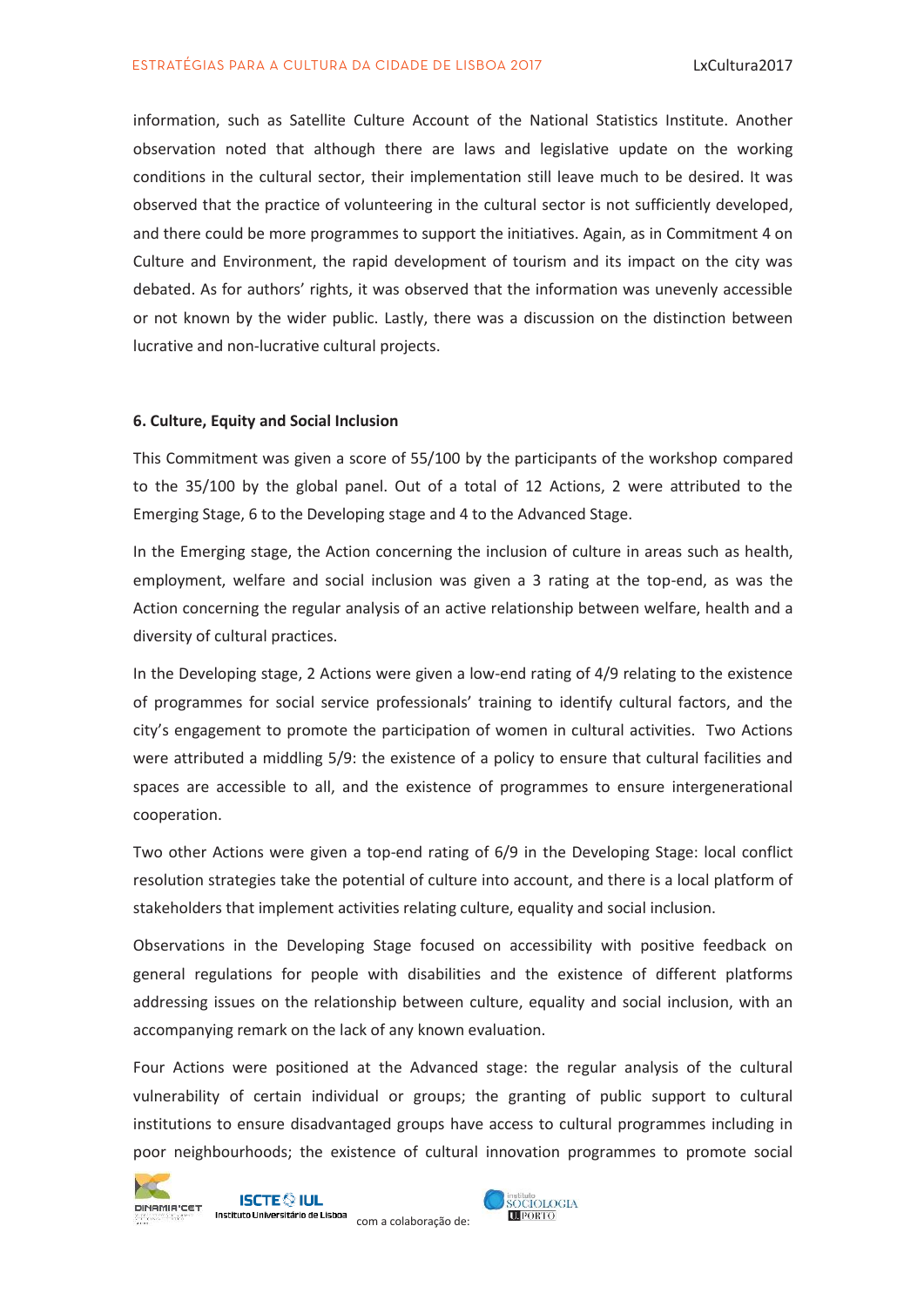information, such as Satellite Culture Account of the National Statistics Institute. Another observation noted that although there are laws and legislative update on the working conditions in the cultural sector, their implementation still leave much to be desired. It was observed that the practice of volunteering in the cultural sector is not sufficiently developed, and there could be more programmes to support the initiatives. Again, as in Commitment 4 on Culture and Environment, the rapid development of tourism and its impact on the city was debated. As for authors' rights, it was observed that the information was unevenly accessible or not known by the wider public. Lastly, there was a discussion on the distinction between lucrative and non-lucrative cultural projects.

**6. Culture, Equity and Social Inclusion**

This Commitment was given a score of 55/100 by the participants of the workshop compared to the 35/100 by the global panel. Out of a total of 12 Actions, 2 were attributed to the Emerging Stage, 6 to the Developing stage and 4 to the Advanced Stage.

In the Emerging stage, the Action concerning the inclusion of culture in areas such as health, employment, welfare and social inclusion was given a 3 rating at the top-end, as was the Action concerning the regular analysis of an active relationship between welfare, health and a diversity of cultural practices.

In the Developing stage, 2 Actions were given a low-end rating of 4/9 relating to the existence of programmes for social service professionals' training to identify cultural factors, and the city's engagement to promote the participation of women in cultural activities. Two Actions were attributed a middling 5/9: the existence of a policy to ensure that cultural facilities and spaces are accessible to all, and the existence of programmes to ensure intergenerational cooperation.

Two other Actions were given a top-end rating of 6/9 in the Developing Stage: local conflict resolution strategies take the potential of culture into account, and there is a local platform of stakeholders that implement activities relating culture, equality and social inclusion.

Observations in the Developing Stage focused on accessibility with positive feedback on general regulations for people with disabilities and the existence of different platforms addressing issues on the relationship between culture, equality and social inclusion, with an accompanying remark on the lack of any known evaluation.

Four Actions were positioned at the Advanced stage: the regular analysis of the cultural vulnerability of certain individual or groups; the granting of public support to cultural institutions to ensure disadvantaged groups have access to cultural programmes including in poor neighbourhoods; the existence of cultural innovation programmes to promote social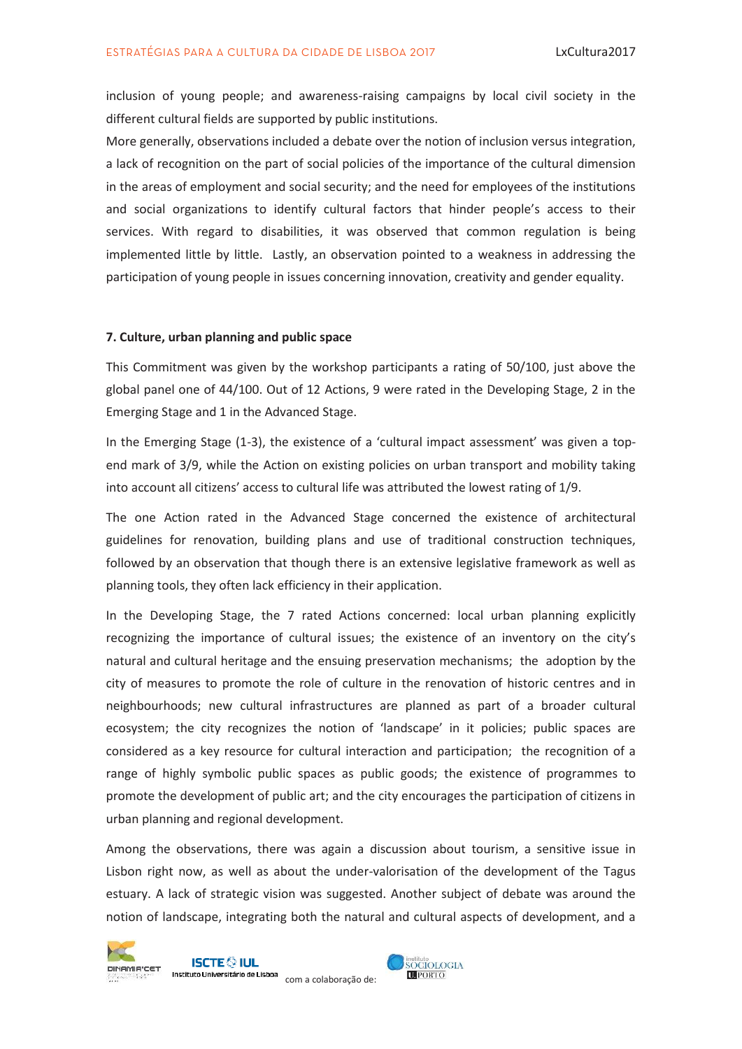inclusion of young people; and awareness-raising campaigns by local civil society in the different cultural fields are supported by public institutions.

More generally, observations included a debate over the notion of inclusion versus integration, a lack of recognition on the part of social policies of the importance of the cultural dimension in the areas of employment and social security; and the need for employees of the institutions and social organizations to identify cultural factors that hinder people's access to their services. With regard to disabilities, it was observed that common regulation is being implemented little by little. Lastly, an observation pointed to a weakness in addressing the participation of young people in issues concerning innovation, creativity and gender equality.

### 7. Culture, urban planning and public space

This Commitment was given by the workshop participants a rating of 50/100, just above the global panel one of 44/100. Out of 12 Actions, 9 were rated in the Developing Stage, 2 in the Emerging Stage and 1 in the Advanced Stage.

In the Emerging Stage (1-3), the existence of a 'cultural impact assessment' was given a top-end mark of 3/9, while the Action on existing policies on urban transport and mobility taking into account all citizens' access to cultural life was attributed the lowest rating of 1/9.

The one Action rated in the Advanced Stage concerned the existence of architectural guidelines for renovation, building plans and use of traditional construction techniques, followed by an observation that though there is an extensive legislative framework as well as planning tools, they often lack efficiency in their application.

In the Developing Stage, the 7 rated Actions concerned: local urban planning explicitly recognizing the importance of cultural issues; the existence of an inventory on the city's natural and cultural heritage and the ensuing preservation mechanisms; the adoption by the city of measures to promote the role of culture in the renovation of historic centres and in neighbourhoods; new cultural infrastructures are planned as part of a broader cultural ecosystem; the city recognizes the notion of 'landscape' in it policies; public spaces are considered as a key resource for cultural interaction and participation; the recognition of a range of highly symbolic public spaces as public goods; the existence of programmes to promote the development of public art; and the city encourages the participation of citizens in urban planning and regional development.

Among the observations, there was again a discussion about tourism, a sensitive issue in Lisbon right now, as well as about the under-valorisation of the development of the Tagus estuary. A lack of strategic vision was suggested. Another subject of debate was around the notion of landscape, integrating both the natural and cultural aspects of development, and a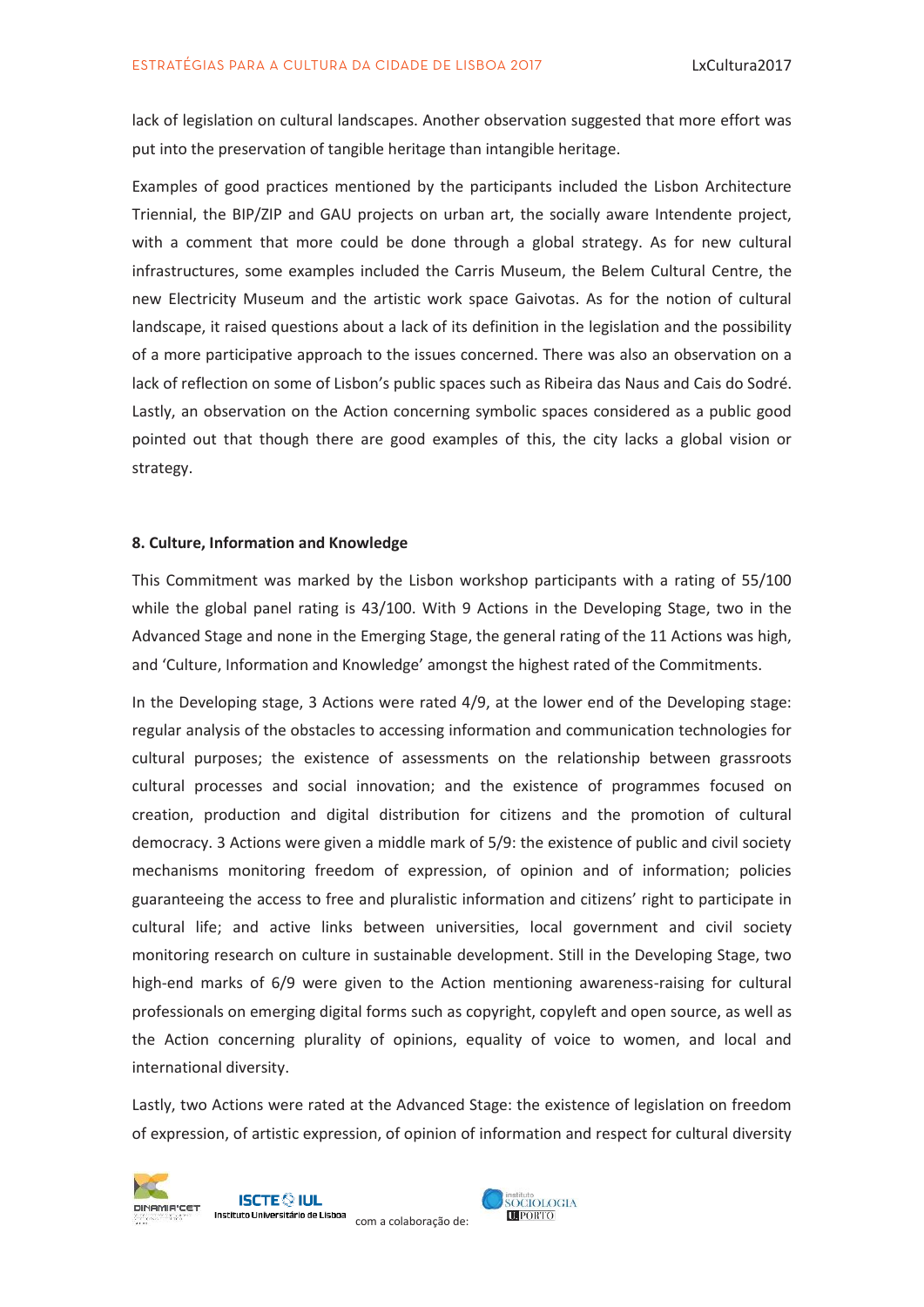lack of legislation on cultural landscapes. Another observation suggested that more effort was put into the preservation of tangible heritage than intangible heritage.

Examples of good practices mentioned by the participants included the Lisbon Architecture Triennial, the BIP/ZIP and GAU projects on urban art, the socially aware Intendente project, with a comment that more could be done through a global strategy. As for new cultural infrastructures, some examples included the Carris Museum, the Belem Cultural Centre, the new Electricity Museum and the artistic work space Gaivotas. As for the notion of cultural landscape, it raised questions about a lack of its definition in the legislation and the possibility of a more participative approach to the issues concerned. There was also an observation on a lack of reflection on some of Lisbon's public spaces such as Ribeira das Naus and Cais do Sodré. Lastly, an observation on the Action concerning symbolic spaces considered as a public good pointed out that though there are good examples of this, the city lacks a global vision or strategy.

**8. Culture, Information and Knowledge**

This Commitment was marked by the Lisbon workshop participants with a rating of 55/100 while the global panel rating is 43/100. With 9 Actions in the Developing Stage, two in the Advanced Stage and none in the Emerging Stage, the general rating of the 11 Actions was high, and 'Culture, Information and Knowledge' amongst the highest rated of the Commitments.

In the Developing stage, 3 Actions were rated 4/9, at the lower end of the Developing stage: regular analysis of the obstacles to accessing information and communication technologies for cultural purposes; the existence of assessments on the relationship between grassroots cultural processes and social innovation; and the existence of programmes focused on creation, production and digital distribution for citizens and the promotion of cultural democracy. 3 Actions were given a middle mark of 5/9: the existence of public and civil society mechanisms monitoring freedom of expression, of opinion and of information; policies guaranteeing the access to free and pluralistic information and citizens' right to participate in cultural life; and active links between universities, local government and civil society monitoring research on culture in sustainable development. Still in the Developing Stage, two high-end marks of 6/9 were given to the Action mentioning awareness-raising for cultural professionals on emerging digital forms such as copyright, copyleft and open source, as well as the Action concerning plurality of opinions, equality of voice to women, and local and international diversity.

Lastly, two Actions were rated at the Advanced Stage: the existence of legislation on freedom of expression, of artistic expression, of opinion of information and respect for cultural diversity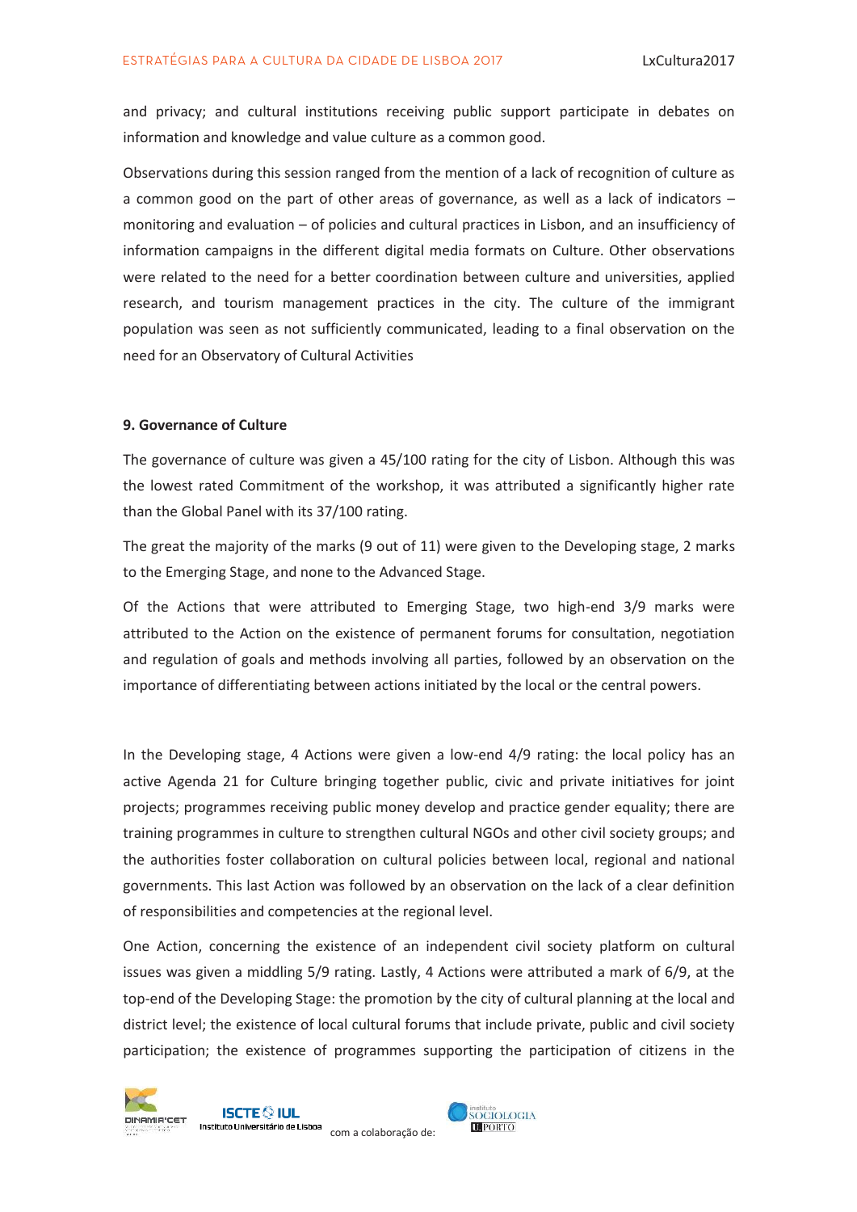and privacy; and cultural institutions receiving public support participate in debates on information and knowledge and value culture as a common good.

Observations during this session ranged from the mention of a lack of recognition of culture as a common good on the part of other areas of governance, as well as a lack of indicators – monitoring and evaluation – of policies and cultural practices in Lisbon, and an insufficiency of information campaigns in the different digital media formats on Culture. Other observations were related to the need for a better coordination between culture and universities, applied research, and tourism management practices in the city. The culture of the immigrant population was seen as not sufficiently communicated, leading to a final observation on the need for an Observatory of Cultural Activities

**9. Governance of Culture**

The governance of culture was given a 45/100 rating for the city of Lisbon. Although this was the lowest rated Commitment of the workshop, it was attributed a significantly higher rate than the Global Panel with its 37/100 rating.

The great the majority of the marks (9 out of 11) were given to the Developing stage, 2 marks to the Emerging Stage, and none to the Advanced Stage.

Of the Actions that were attributed to Emerging Stage, two high-end 3/9 marks were attributed to the Action on the existence of permanent forums for consultation, negotiation and regulation of goals and methods involving all parties, followed by an observation on the importance of differentiating between actions initiated by the local or the central powers.

In the Developing stage, 4 Actions were given a low-end 4/9 rating: the local policy has an active Agenda 21 for Culture bringing together public, civic and private initiatives for joint projects; programmes receiving public money develop and practice gender equality; there are training programmes in culture to strengthen cultural NGOs and other civil society groups; and the authorities foster collaboration on cultural policies between local, regional and national governments. This last Action was followed by an observation on the lack of a clear definition of responsibilities and competencies at the regional level.

One Action, concerning the existence of an independent civil society platform on cultural issues was given a middling 5/9 rating. Lastly, 4 Actions were attributed a mark of 6/9, at the top-end of the Developing Stage: the promotion by the city of cultural planning at the local and district level; the existence of local cultural forums that include private, public and civil society participation; the existence of programmes supporting the participation of citizens in the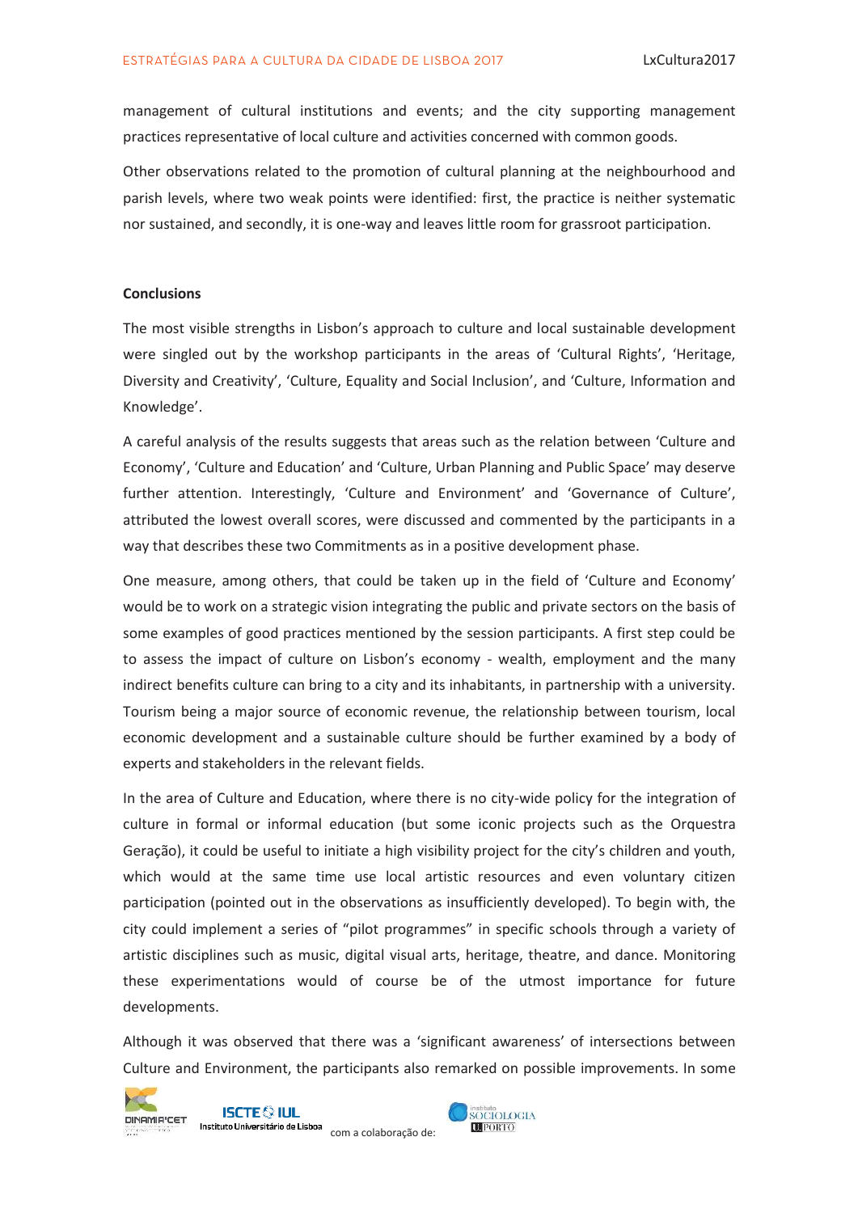management of cultural institutions and events; and the city supporting management practices representative of local culture and activities concerned with common goods.

Other observations related to the promotion of cultural planning at the neighbourhood and parish levels, where two weak points were identified: first, the practice is neither systematic nor sustained, and secondly, it is one-way and leaves little room for grassroot participation.

**Conclusions**

The most visible strengths in Lisbon's approach to culture and local sustainable development were singled out by the workshop participants in the areas of 'Cultural Rights', 'Heritage, Diversity and Creativity', 'Culture, Equality and Social Inclusion', and 'Culture, Information and Knowledge'.

A careful analysis of the results suggests that areas such as the relation between 'Culture and Economy', 'Culture and Education' and 'Culture, Urban Planning and Public Space' may deserve further attention. Interestingly, 'Culture and Environment' and 'Governance of Culture', attributed the lowest overall scores, were discussed and commented by the participants in a way that describes these two Commitments as in a positive development phase.

One measure, among others, that could be taken up in the field of 'Culture and Economy' would be to work on a strategic vision integrating the public and private sectors on the basis of some examples of good practices mentioned by the session participants. A first step could be to assess the impact of culture on Lisbon's economy - wealth, employment and the many indirect benefits culture can bring to a city and its inhabitants, in partnership with a university. Tourism being a major source of economic revenue, the relationship between tourism, local economic development and a sustainable culture should be further examined by a body of experts and stakeholders in the relevant fields.

In the area of Culture and Education, where there is no city-wide policy for the integration of culture in formal or informal education (but some iconic projects such as the Orquestra Geração), it could be useful to initiate a high visibility project for the city's children and youth, which would at the same time use local artistic resources and even voluntary citizen participation (pointed out in the observations as insufficiently developed). To begin with, the city could implement a series of "pilot programmes" in specific schools through a variety of artistic disciplines such as music, digital visual arts, heritage, theatre, and dance. Monitoring these experimentations would of course be of the utmost importance for future developments.

Although it was observed that there was a 'significant awareness' of intersections between Culture and Environment, the participants also remarked on possible improvements. In some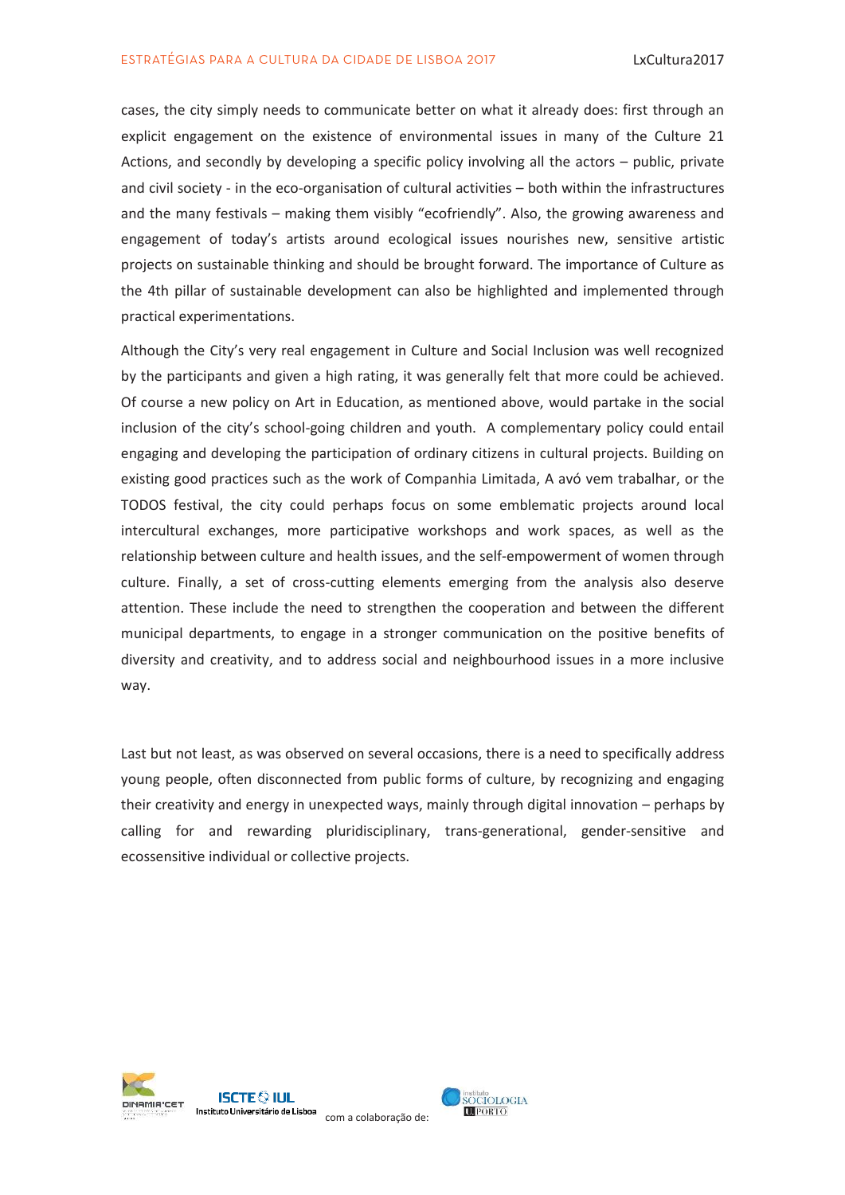cases, the city simply needs to communicate better on what it already does: first through an explicit engagement on the existence of environmental issues in many of the Culture 21 Actions, and secondly by developing a specific policy involving all the actors – public, private and civil society - in the eco-organisation of cultural activities – both within the infrastructures and the many festivals – making them visibly "ecofriendly". Also, the growing awareness and engagement of today's artists around ecological issues nourishes new, sensitive artistic projects on sustainable thinking and should be brought forward. The importance of Culture as the 4th pillar of sustainable development can also be highlighted and implemented through practical experimentations.

Although the City's very real engagement in Culture and Social Inclusion was well recognized by the participants and given a high rating, it was generally felt that more could be achieved. Of course a new policy on Art in Education, as mentioned above, would partake in the social inclusion of the city's school-going children and youth. A complementary policy could entail engaging and developing the participation of ordinary citizens in cultural projects. Building on existing good practices such as the work of Companhia Limitada, A avó vem trabalhar, or the TODOS festival, the city could perhaps focus on some emblematic projects around local intercultural exchanges, more participative workshops and work spaces, as well as the relationship between culture and health issues, and the self-empowerment of women through culture. Finally, a set of cross-cutting elements emerging from the analysis also deserve attention. These include the need to strengthen the cooperation and between the different municipal departments, to engage in a stronger communication on the positive benefits of diversity and creativity, and to address social and neighbourhood issues in a more inclusive way.

Last but not least, as was observed on several occasions, there is a need to specifically address young people, often disconnected from public forms of culture, by recognizing and engaging their creativity and energy in unexpected ways, mainly through digital innovation – perhaps by calling for and rewarding pluridisciplinary, trans-generational, gender-sensitive and ecossensitive individual or collective projects.